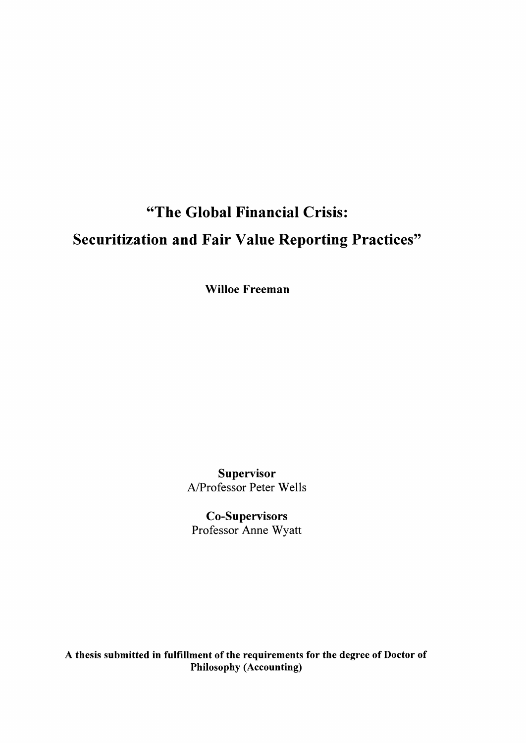# "The Global Financial Crisis: Securitization and Fair Value Reporting Practices"

**Willoe Freeman**

**Supervisor**
A/Professor Peter Wells

**Co-Supervisors**
Professor Anne Wyatt

**A thesis submitted in fulfillment of the requirements for the degree of Doctor of Philosophy (Accounting)**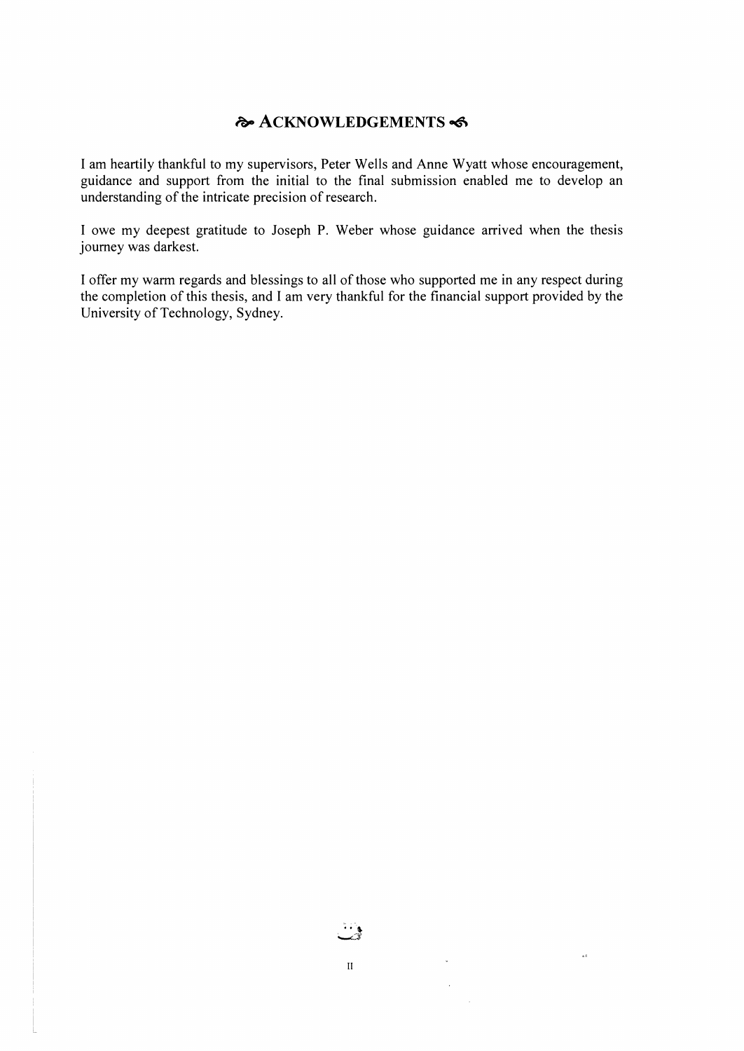# ACKNOWLEDGEMENTS

I am heartily thankful to my supervisors, Peter Wells and Anne Wyatt whose encouragement, guidance and support from the initial to the final submission enabled me to develop an understanding of the intricate precision of research.

I owe my deepest gratitude to Joseph P. Weber whose guidance arrived when the thesis journey was darkest.

I offer my warm regards and blessings to all of those who supported me in any respect during the completion of this thesis, and I am very thankful for the financial support provided by the University of Technology, Sydney.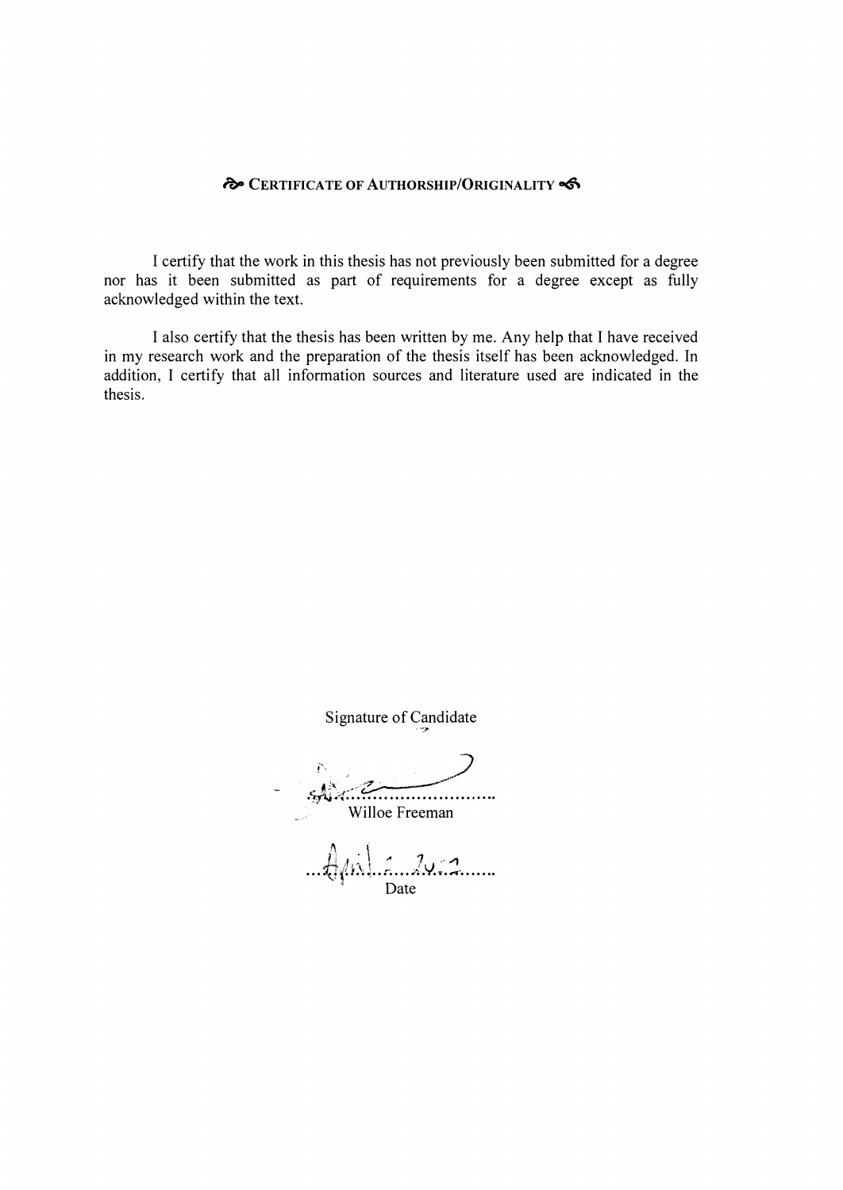## ❧ CERTIFICATE OF AUTHORSHIP/ORIGINALITY ☙

I certify that the work in this thesis has not previously been submitted for a degree nor has it been submitted as part of requirements for a degree except as fully acknowledged within the text.

I also certify that the thesis has been written by me. Any help that I have received in my research work and the preparation of the thesis itself has been acknowledged. In addition, I certify that all information sources and literature used are indicated in the thesis.

Signature of Candidate

..............................
Willoe Freeman

...April 2012...
Date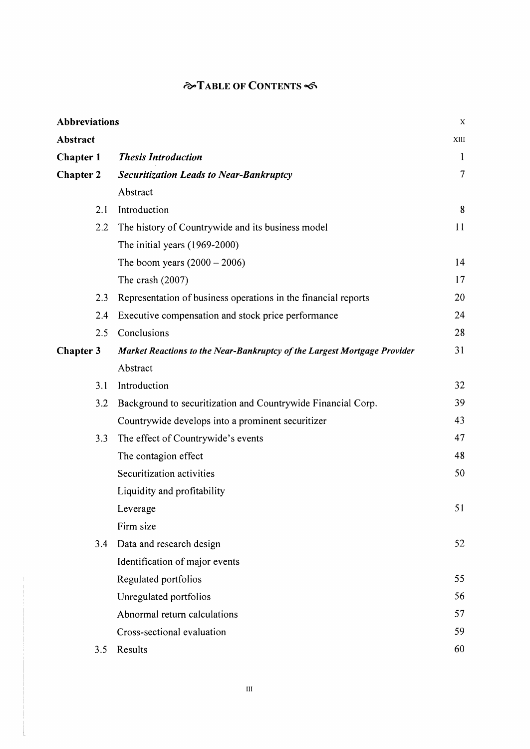# ~TABLE OF CONTENTS~

| | | |
|---|---|---|
| **Abbreviations** | | X |
| **Abstract** | | XIII |
| **Chapter 1** | ***Thesis Introduction*** | 1 |
| **Chapter 2** | ***Securitization Leads to Near-Bankruptcy*** | 7 |
| | Abstract | |
| 2.1 | Introduction | 8 |
| 2.2 | The history of Countrywide and its business model | 11 |
| | The initial years (1969-2000) | |
| | The boom years (2000 – 2006) | 14 |
| | The crash (2007) | 17 |
| 2.3 | Representation of business operations in the financial reports | 20 |
| 2.4 | Executive compensation and stock price performance | 24 |
| 2.5 | Conclusions | 28 |
| **Chapter 3** | ***Market Reactions to the Near-Bankruptcy of the Largest Mortgage Provider*** | 31 |
| | Abstract | |
| 3.1 | Introduction | 32 |
| 3.2 | Background to securitization and Countrywide Financial Corp. | 39 |
| | Countrywide develops into a prominent securitizer | 43 |
| 3.3 | The effect of Countrywide's events | 47 |
| | The contagion effect | 48 |
| | Securitization activities | 50 |
| | Liquidity and profitability | |
| | Leverage | 51 |
| | Firm size | |
| 3.4 | Data and research design | 52 |
| | Identification of major events | |
| | Regulated portfolios | 55 |
| | Unregulated portfolios | 56 |
| | Abnormal return calculations | 57 |
| | Cross-sectional evaluation | 59 |
| 3.5 | Results | 60 |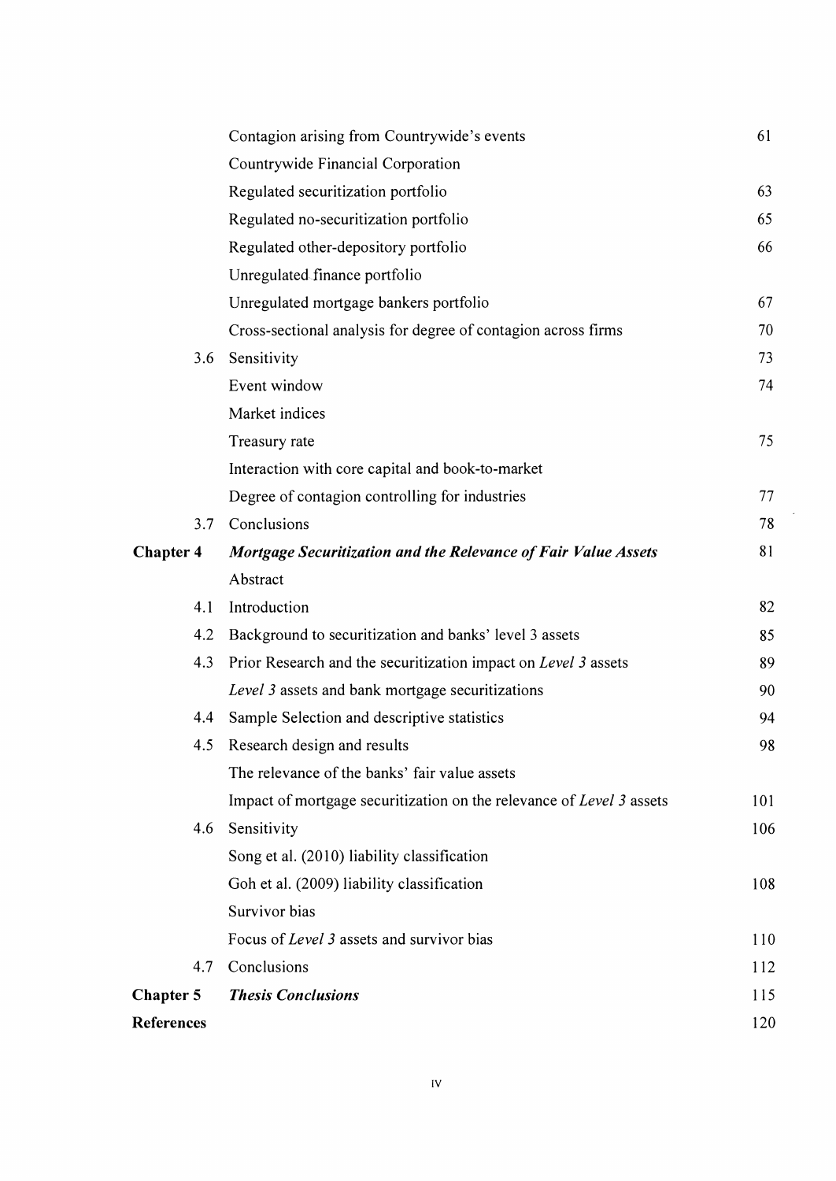| | | |
|---|---|---|
| | Contagion arising from Countrywide's events | 61 |
| | Countrywide Financial Corporation | |
| | Regulated securitization portfolio | 63 |
| | Regulated no-securitization portfolio | 65 |
| | Regulated other-depository portfolio | 66 |
| | Unregulated finance portfolio | |
| | Unregulated mortgage bankers portfolio | 67 |
| | Cross-sectional analysis for degree of contagion across firms | 70 |
| 3.6 | Sensitivity | 73 |
| | Event window | 74 |
| | Market indices | |
| | Treasury rate | 75 |
| | Interaction with core capital and book-to-market | |
| | Degree of contagion controlling for industries | 77 |
| 3.7 | Conclusions | 78 |
| **Chapter 4** | ***Mortgage Securitization and the Relevance of Fair Value Assets*** | 81 |
| | Abstract | |
| 4.1 | Introduction | 82 |
| 4.2 | Background to securitization and banks' level 3 assets | 85 |
| 4.3 | Prior Research and the securitization impact on *Level 3* assets | 89 |
| | *Level 3* assets and bank mortgage securitizations | 90 |
| 4.4 | Sample Selection and descriptive statistics | 94 |
| 4.5 | Research design and results | 98 |
| | The relevance of the banks' fair value assets | |
| | Impact of mortgage securitization on the relevance of *Level 3* assets | 101 |
| 4.6 | Sensitivity | 106 |
| | Song et al. (2010) liability classification | |
| | Goh et al. (2009) liability classification | 108 |
| | Survivor bias | |
| | Focus of *Level 3* assets and survivor bias | 110 |
| 4.7 | Conclusions | 112 |
| **Chapter 5** | ***Thesis Conclusions*** | 115 |
| **References** | | 120 |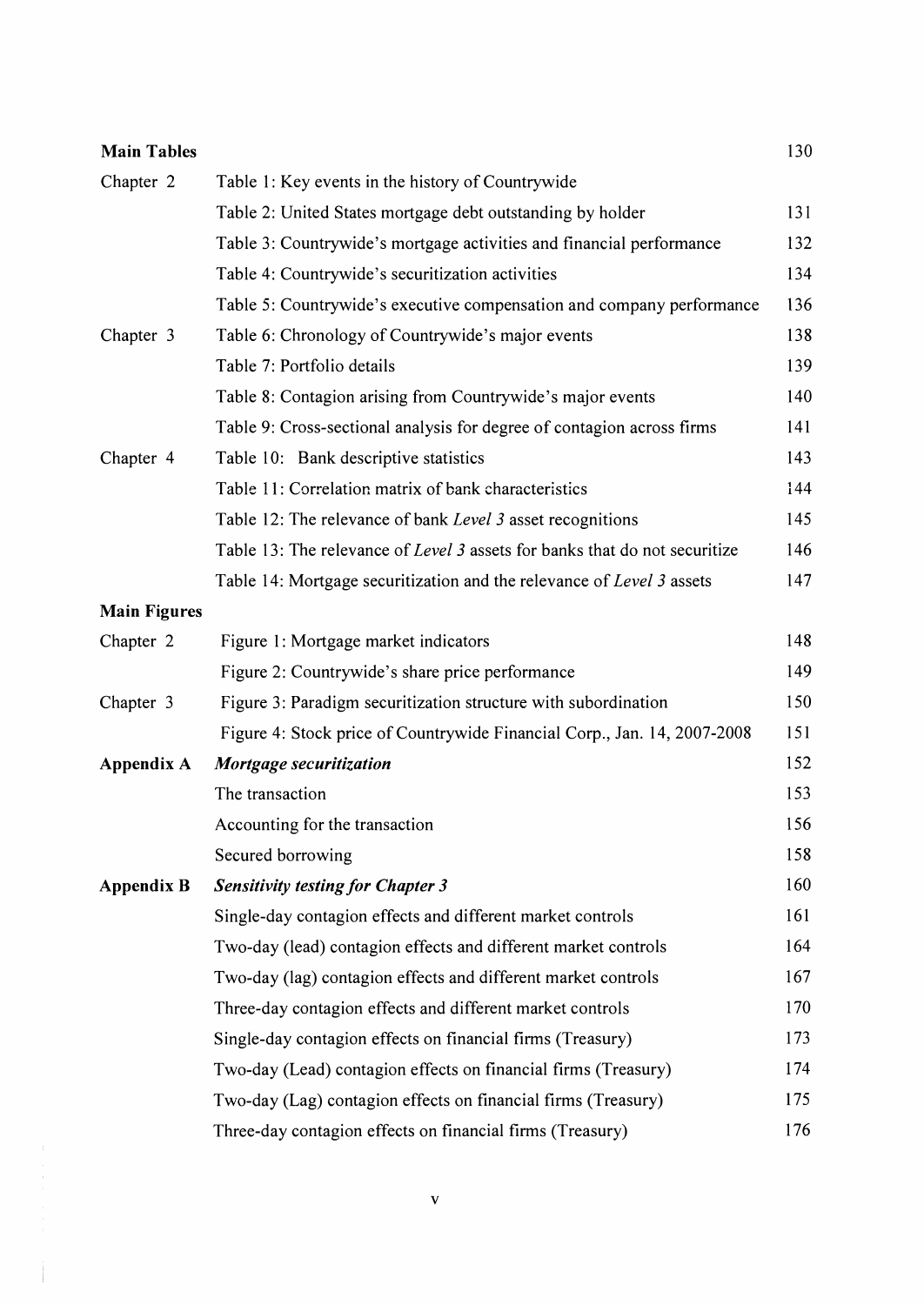| | | |
|---|---|---|
| **Main Tables** | | 130 |
| Chapter 2 | Table 1: Key events in the history of Countrywide | |
| | Table 2: United States mortgage debt outstanding by holder | 131 |
| | Table 3: Countrywide's mortgage activities and financial performance | 132 |
| | Table 4: Countrywide's securitization activities | 134 |
| | Table 5: Countrywide's executive compensation and company performance | 136 |
| Chapter 3 | Table 6: Chronology of Countrywide's major events | 138 |
| | Table 7: Portfolio details | 139 |
| | Table 8: Contagion arising from Countrywide's major events | 140 |
| | Table 9: Cross-sectional analysis for degree of contagion across firms | 141 |
| Chapter 4 | Table 10: Bank descriptive statistics | 143 |
| | Table 11: Correlation matrix of bank characteristics | 144 |
| | Table 12: The relevance of bank *Level 3* asset recognitions | 145 |
| | Table 13: The relevance of *Level 3* assets for banks that do not securitize | 146 |
| | Table 14: Mortgage securitization and the relevance of *Level 3* assets | 147 |
| **Main Figures** | | |
| Chapter 2 | Figure 1: Mortgage market indicators | 148 |
| | Figure 2: Countrywide's share price performance | 149 |
| Chapter 3 | Figure 3: Paradigm securitization structure with subordination | 150 |
| | Figure 4: Stock price of Countrywide Financial Corp., Jan. 14, 2007-2008 | 151 |
| **Appendix A** | ***Mortgage securitization*** | 152 |
| | The transaction | 153 |
| | Accounting for the transaction | 156 |
| | Secured borrowing | 158 |
| **Appendix B** | ***Sensitivity testing for Chapter 3*** | 160 |
| | Single-day contagion effects and different market controls | 161 |
| | Two-day (lead) contagion effects and different market controls | 164 |
| | Two-day (lag) contagion effects and different market controls | 167 |
| | Three-day contagion effects and different market controls | 170 |
| | Single-day contagion effects on financial firms (Treasury) | 173 |
| | Two-day (Lead) contagion effects on financial firms (Treasury) | 174 |
| | Two-day (Lag) contagion effects on financial firms (Treasury) | 175 |
| | Three-day contagion effects on financial firms (Treasury) | 176 |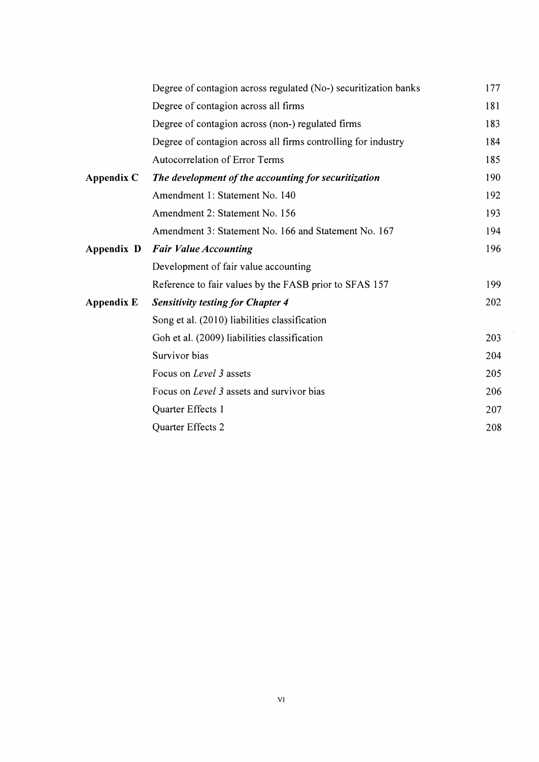| | | |
|---|---|---|
| | Degree of contagion across regulated (No-) securitization banks | 177 |
| | Degree of contagion across all firms | 181 |
| | Degree of contagion across (non-) regulated firms | 183 |
| | Degree of contagion across all firms controlling for industry | 184 |
| | Autocorrelation of Error Terms | 185 |
| **Appendix C** | ***The development of the accounting for securitization*** | 190 |
| | Amendment 1: Statement No. 140 | 192 |
| | Amendment 2: Statement No. 156 | 193 |
| | Amendment 3: Statement No. 166 and Statement No. 167 | 194 |
| **Appendix D** | ***Fair Value Accounting*** | 196 |
| | Development of fair value accounting | |
| | Reference to fair values by the FASB prior to SFAS 157 | 199 |
| **Appendix E** | ***Sensitivity testing for Chapter 4*** | 202 |
| | Song et al. (2010) liabilities classification | |
| | Goh et al. (2009) liabilities classification | 203 |
| | Survivor bias | 204 |
| | Focus on *Level 3* assets | 205 |
| | Focus on *Level 3* assets and survivor bias | 206 |
| | Quarter Effects 1 | 207 |
| | Quarter Effects 2 | 208 |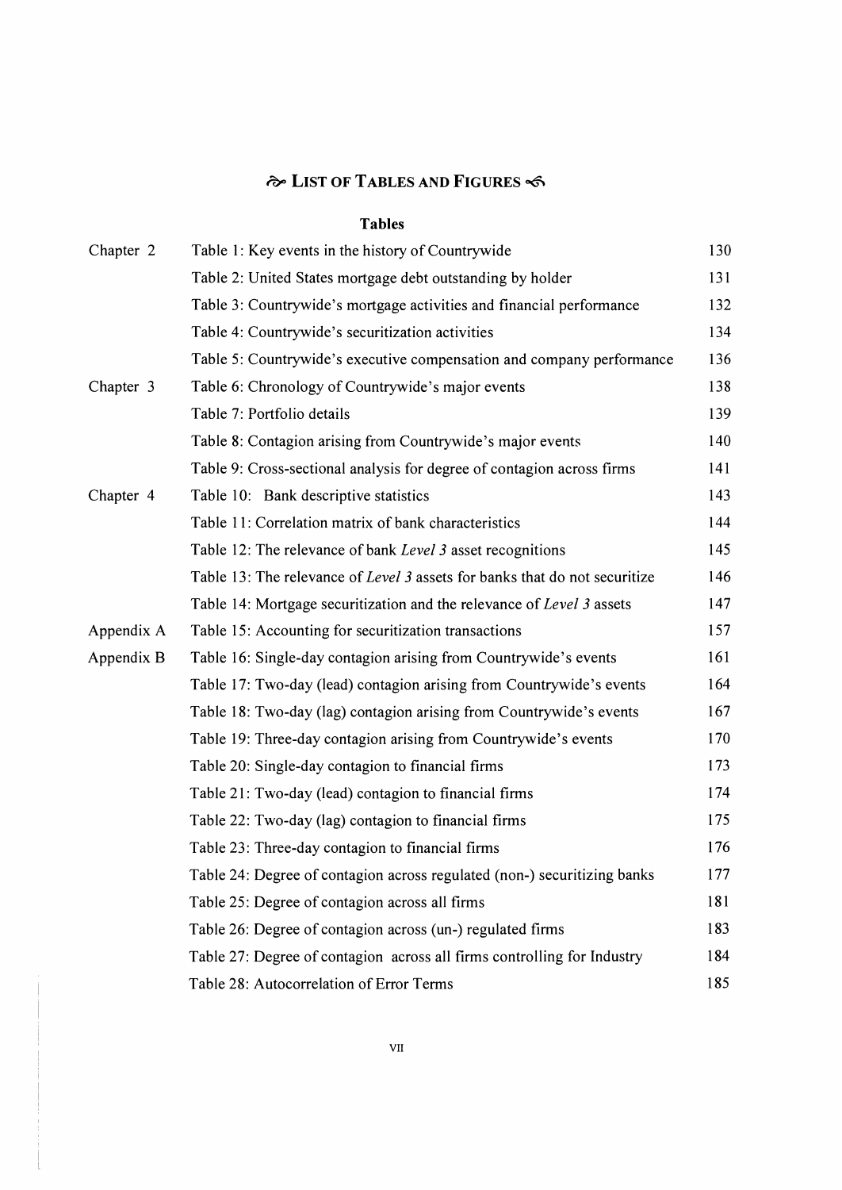# ⁂ LIST OF TABLES AND FIGURES ⁂

## Tables

| | | |
|---|---|---|
| Chapter 2 | Table 1: Key events in the history of Countrywide | 130 |
| | Table 2: United States mortgage debt outstanding by holder | 131 |
| | Table 3: Countrywide's mortgage activities and financial performance | 132 |
| | Table 4: Countrywide's securitization activities | 134 |
| | Table 5: Countrywide's executive compensation and company performance | 136 |
| Chapter 3 | Table 6: Chronology of Countrywide's major events | 138 |
| | Table 7: Portfolio details | 139 |
| | Table 8: Contagion arising from Countrywide's major events | 140 |
| | Table 9: Cross-sectional analysis for degree of contagion across firms | 141 |
| Chapter 4 | Table 10: Bank descriptive statistics | 143 |
| | Table 11: Correlation matrix of bank characteristics | 144 |
| | Table 12: The relevance of bank *Level 3* asset recognitions | 145 |
| | Table 13: The relevance of *Level 3* assets for banks that do not securitize | 146 |
| | Table 14: Mortgage securitization and the relevance of *Level 3* assets | 147 |
| Appendix A | Table 15: Accounting for securitization transactions | 157 |
| Appendix B | Table 16: Single-day contagion arising from Countrywide's events | 161 |
| | Table 17: Two-day (lead) contagion arising from Countrywide's events | 164 |
| | Table 18: Two-day (lag) contagion arising from Countrywide's events | 167 |
| | Table 19: Three-day contagion arising from Countrywide's events | 170 |
| | Table 20: Single-day contagion to financial firms | 173 |
| | Table 21: Two-day (lead) contagion to financial firms | 174 |
| | Table 22: Two-day (lag) contagion to financial firms | 175 |
| | Table 23: Three-day contagion to financial firms | 176 |
| | Table 24: Degree of contagion across regulated (non-) securitizing banks | 177 |
| | Table 25: Degree of contagion across all firms | 181 |
| | Table 26: Degree of contagion across (un-) regulated firms | 183 |
| | Table 27: Degree of contagion across all firms controlling for Industry | 184 |
| | Table 28: Autocorrelation of Error Terms | 185 |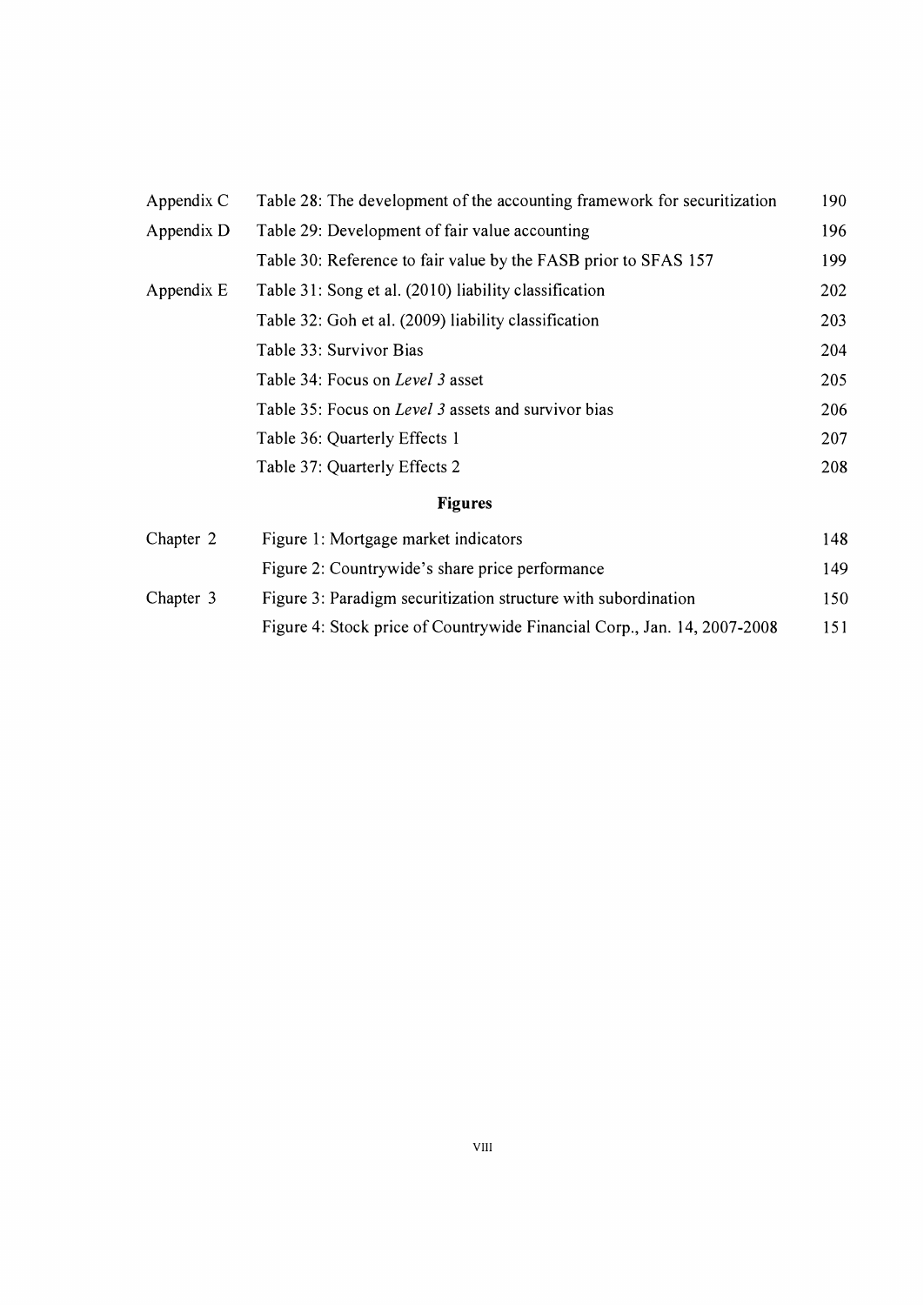| | | |
|---|---|---|
| Appendix C | Table 28: The development of the accounting framework for securitization | 190 |
| Appendix D | Table 29: Development of fair value accounting | 196 |
| | Table 30: Reference to fair value by the FASB prior to SFAS 157 | 199 |
| Appendix E | Table 31: Song et al. (2010) liability classification | 202 |
| | Table 32: Goh et al. (2009) liability classification | 203 |
| | Table 33: Survivor Bias | 204 |
| | Table 34: Focus on *Level 3* asset | 205 |
| | Table 35: Focus on *Level 3* assets and survivor bias | 206 |
| | Table 36: Quarterly Effects 1 | 207 |
| | Table 37: Quarterly Effects 2 | 208 |

## Figures

| | | |
|---|---|---|
| Chapter 2 | Figure 1: Mortgage market indicators | 148 |
| | Figure 2: Countrywide's share price performance | 149 |
| Chapter 3 | Figure 3: Paradigm securitization structure with subordination | 150 |
| | Figure 4: Stock price of Countrywide Financial Corp., Jan. 14, 2007-2008 | 151 |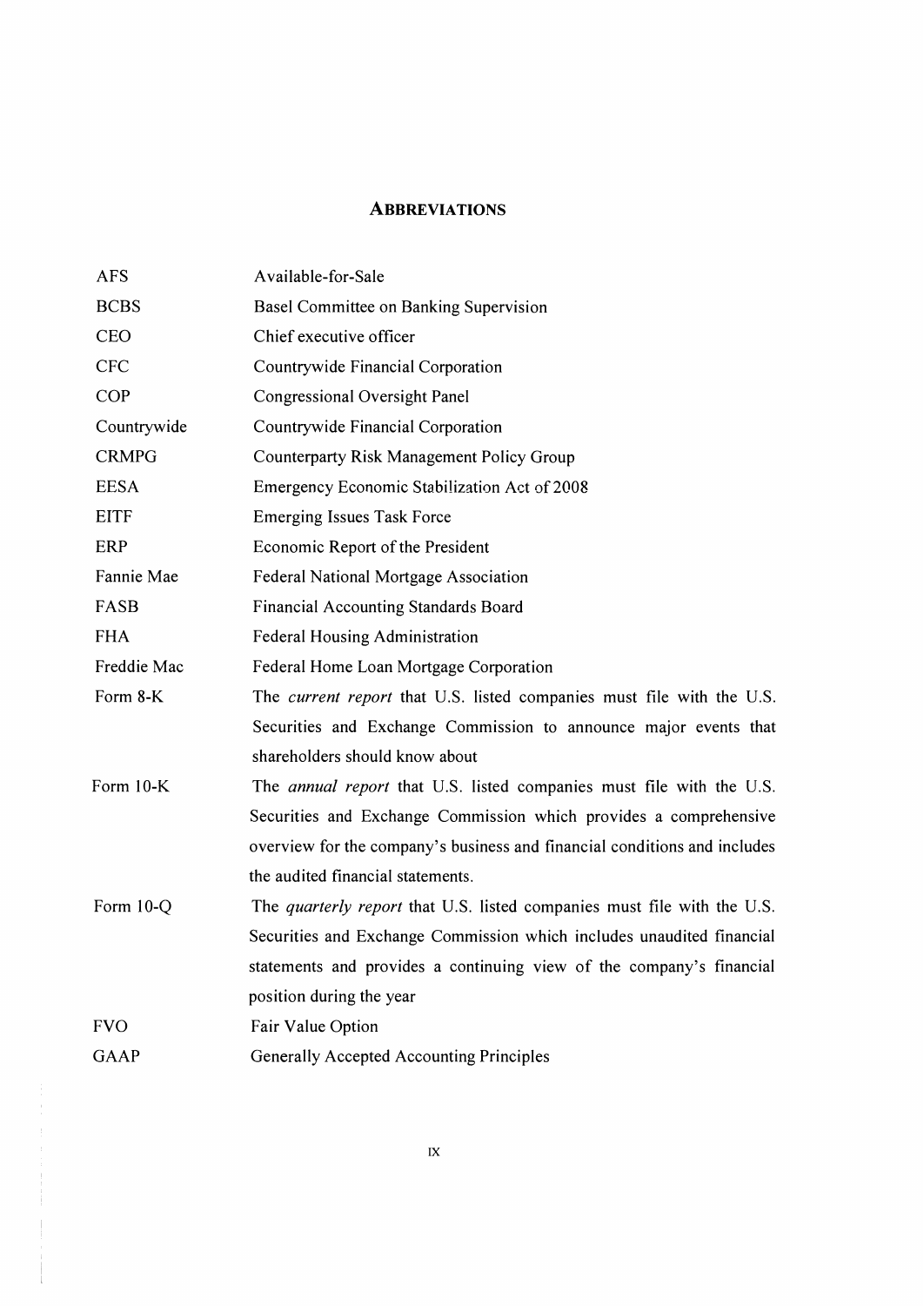## ABBREVIATIONS

| | |
|---|---|
| AFS | Available-for-Sale |
| BCBS | Basel Committee on Banking Supervision |
| CEO | Chief executive officer |
| CFC | Countrywide Financial Corporation |
| COP | Congressional Oversight Panel |
| Countrywide | Countrywide Financial Corporation |
| CRMPG | Counterparty Risk Management Policy Group |
| EESA | Emergency Economic Stabilization Act of 2008 |
| EITF | Emerging Issues Task Force |
| ERP | Economic Report of the President |
| Fannie Mae | Federal National Mortgage Association |
| FASB | Financial Accounting Standards Board |
| FHA | Federal Housing Administration |
| Freddie Mac | Federal Home Loan Mortgage Corporation |
| Form 8-K | The *current report* that U.S. listed companies must file with the U.S. Securities and Exchange Commission to announce major events that shareholders should know about |
| Form 10-K | The *annual report* that U.S. listed companies must file with the U.S. Securities and Exchange Commission which provides a comprehensive overview for the company's business and financial conditions and includes the audited financial statements. |
| Form 10-Q | The *quarterly report* that U.S. listed companies must file with the U.S. Securities and Exchange Commission which includes unaudited financial statements and provides a continuing view of the company's financial position during the year |
| FVO | Fair Value Option |
| GAAP | Generally Accepted Accounting Principles |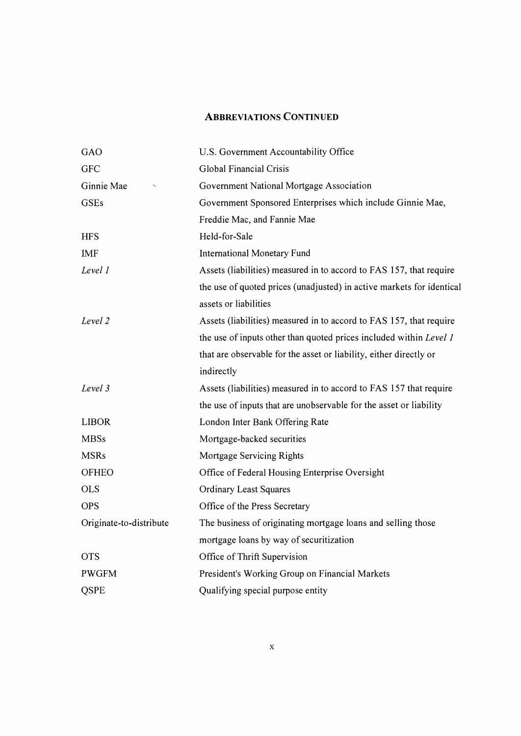## ABBREVIATIONS CONTINUED

| | |
|---|---|
| GAO | U.S. Government Accountability Office |
| GFC | Global Financial Crisis |
| Ginnie Mae | Government National Mortgage Association |
| GSEs | Government Sponsored Enterprises which include Ginnie Mae, Freddie Mac, and Fannie Mae |
| HFS | Held-for-Sale |
| IMF | International Monetary Fund |
| *Level 1* | Assets (liabilities) measured in to accord to FAS 157, that require the use of quoted prices (unadjusted) in active markets for identical assets or liabilities |
| *Level 2* | Assets (liabilities) measured in to accord to FAS 157, that require the use of inputs other than quoted prices included within *Level 1* that are observable for the asset or liability, either directly or indirectly |
| *Level 3* | Assets (liabilities) measured in to accord to FAS 157 that require the use of inputs that are unobservable for the asset or liability |
| LIBOR | London Inter Bank Offering Rate |
| MBSs | Mortgage-backed securities |
| MSRs | Mortgage Servicing Rights |
| OFHEO | Office of Federal Housing Enterprise Oversight |
| OLS | Ordinary Least Squares |
| OPS | Office of the Press Secretary |
| Originate-to-distribute | The business of originating mortgage loans and selling those mortgage loans by way of securitization |
| OTS | Office of Thrift Supervision |
| PWGFM | President's Working Group on Financial Markets |
| QSPE | Qualifying special purpose entity |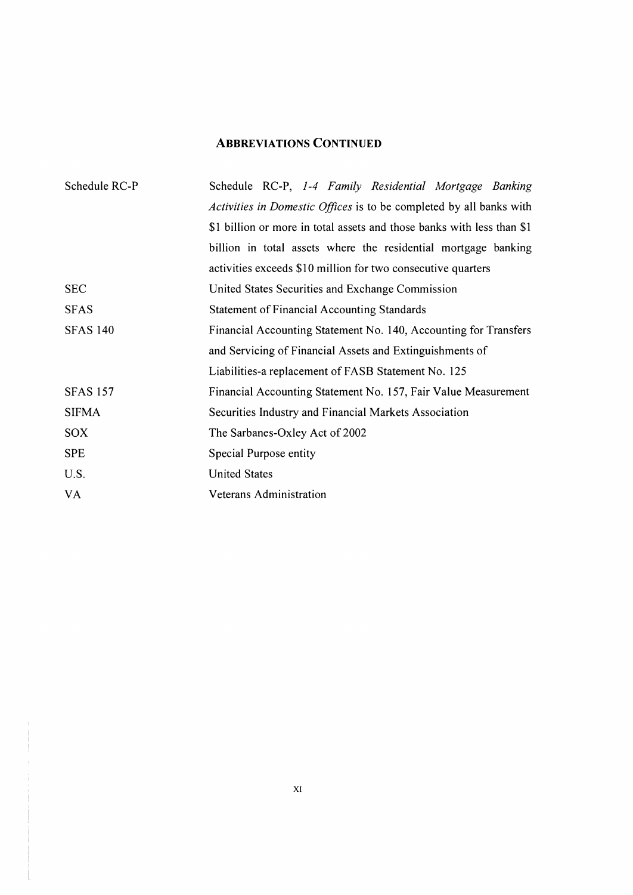**ABBREVIATIONS CONTINUED**

| | |
|---|---|
| Schedule RC-P | Schedule RC-P, *1-4 Family Residential Mortgage Banking Activities in Domestic Offices* is to be completed by all banks with $1 billion or more in total assets and those banks with less than $1 billion in total assets where the residential mortgage banking activities exceeds $10 million for two consecutive quarters |
| SEC | United States Securities and Exchange Commission |
| SFAS | Statement of Financial Accounting Standards |
| SFAS 140 | Financial Accounting Statement No. 140, Accounting for Transfers and Servicing of Financial Assets and Extinguishments of Liabilities-a replacement of FASB Statement No. 125 |
| SFAS 157 | Financial Accounting Statement No. 157, Fair Value Measurement |
| SIFMA | Securities Industry and Financial Markets Association |
| SOX | The Sarbanes-Oxley Act of 2002 |
| SPE | Special Purpose entity |
| U.S. | United States |
| VA | Veterans Administration |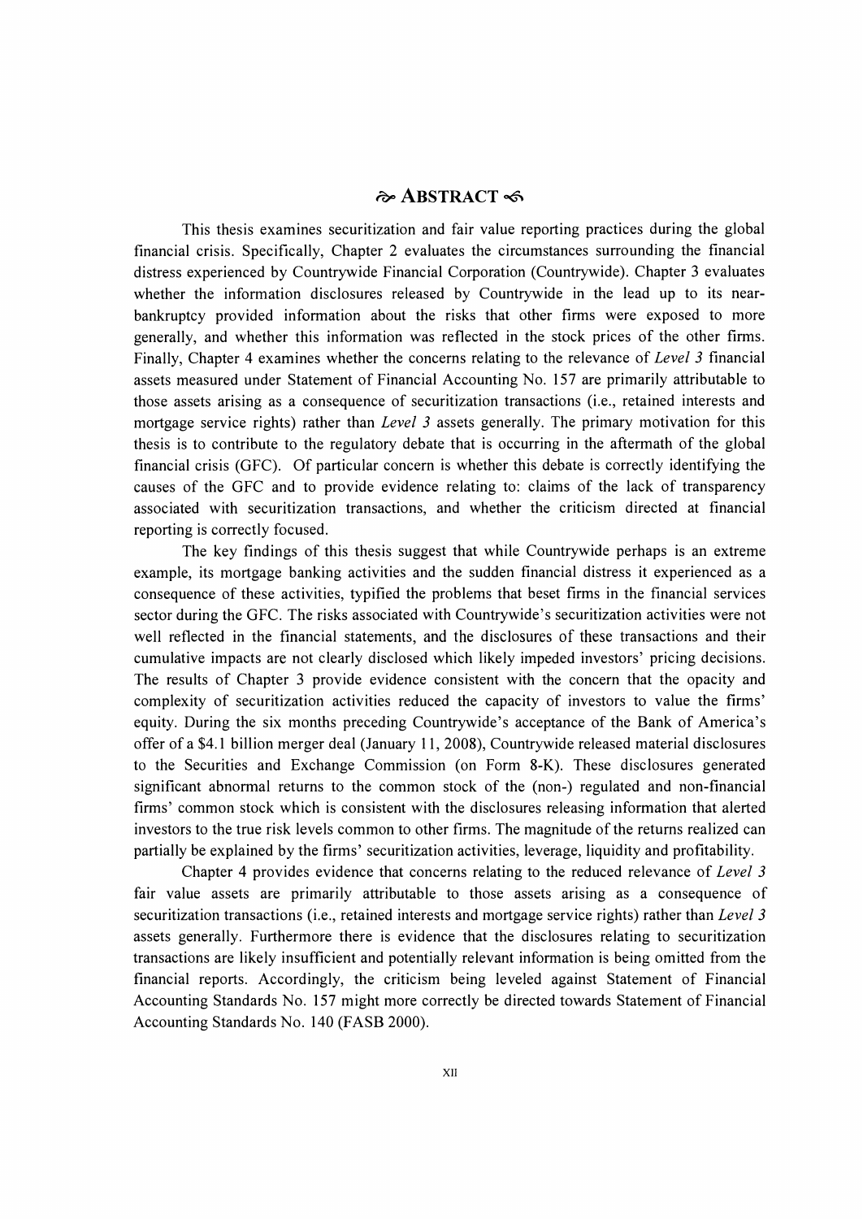# ABSTRACT

This thesis examines securitization and fair value reporting practices during the global financial crisis. Specifically, Chapter 2 evaluates the circumstances surrounding the financial distress experienced by Countrywide Financial Corporation (Countrywide). Chapter 3 evaluates whether the information disclosures released by Countrywide in the lead up to its near-bankruptcy provided information about the risks that other firms were exposed to more generally, and whether this information was reflected in the stock prices of the other firms. Finally, Chapter 4 examines whether the concerns relating to the relevance of *Level 3* financial assets measured under Statement of Financial Accounting No. 157 are primarily attributable to those assets arising as a consequence of securitization transactions (i.e., retained interests and mortgage service rights) rather than *Level 3* assets generally. The primary motivation for this thesis is to contribute to the regulatory debate that is occurring in the aftermath of the global financial crisis (GFC). Of particular concern is whether this debate is correctly identifying the causes of the GFC and to provide evidence relating to: claims of the lack of transparency associated with securitization transactions, and whether the criticism directed at financial reporting is correctly focused.

The key findings of this thesis suggest that while Countrywide perhaps is an extreme example, its mortgage banking activities and the sudden financial distress it experienced as a consequence of these activities, typified the problems that beset firms in the financial services sector during the GFC. The risks associated with Countrywide's securitization activities were not well reflected in the financial statements, and the disclosures of these transactions and their cumulative impacts are not clearly disclosed which likely impeded investors' pricing decisions. The results of Chapter 3 provide evidence consistent with the concern that the opacity and complexity of securitization activities reduced the capacity of investors to value the firms' equity. During the six months preceding Countrywide's acceptance of the Bank of America's offer of a \$4.1 billion merger deal (January 11, 2008), Countrywide released material disclosures to the Securities and Exchange Commission (on Form 8-K). These disclosures generated significant abnormal returns to the common stock of the (non-) regulated and non-financial firms' common stock which is consistent with the disclosures releasing information that alerted investors to the true risk levels common to other firms. The magnitude of the returns realized can partially be explained by the firms' securitization activities, leverage, liquidity and profitability.

Chapter 4 provides evidence that concerns relating to the reduced relevance of *Level 3* fair value assets are primarily attributable to those assets arising as a consequence of securitization transactions (i.e., retained interests and mortgage service rights) rather than *Level 3* assets generally. Furthermore there is evidence that the disclosures relating to securitization transactions are likely insufficient and potentially relevant information is being omitted from the financial reports. Accordingly, the criticism being leveled against Statement of Financial Accounting Standards No. 157 might more correctly be directed towards Statement of Financial Accounting Standards No. 140 (FASB 2000).